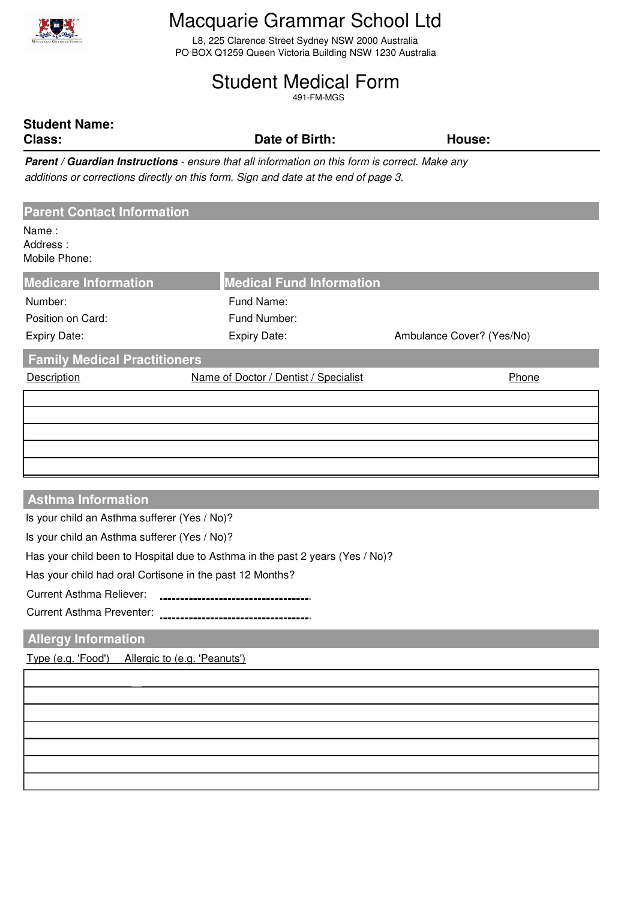# Macquarie Grammar School Ltd

L8, 225 Clarence Street Sydney NSW 2000 Australia
PO BOX Q1259 Queen Victoria Building NSW 1230 Australia

## Student Medical Form

491-FM-MGS

**Student Name:**
**Class:** **Date of Birth:** **House:**

***Parent / Guardian Instructions*** *- ensure that all information on this form is correct. Make any additions or corrections directly on this form. Sign and date at the end of page 3.*

### Parent Contact Information

Name :
Address :
Mobile Phone:

### Medicare Information

Number:
Position on Card:
Expiry Date:

### Medical Fund Information

Fund Name:
Fund Number:
Expiry Date:
Ambulance Cover? (Yes/No)

### Family Medical Practitioners

| Description | Name of Doctor / Dentist / Specialist | Phone |
|---|---|---|
| | | |
| | | |
| | | |
| | | |
| | | |

### Asthma Information

Is your child an Asthma sufferer (Yes / No)?

Is your child an Asthma sufferer (Yes / No)?

Has your child been to Hospital due to Asthma in the past 2 years (Yes / No)?

Has your child had oral Cortisone in the past 12 Months?

Current Asthma Reliever: ------------------------------------

Current Asthma Preventer: ------------------------------------

### Allergy Information

| Type (e.g. 'Food') | Allergic to (e.g. 'Peanuts') |
|---|---|
| | |
| | |
| | |
| | |
| | |
| | |
| | |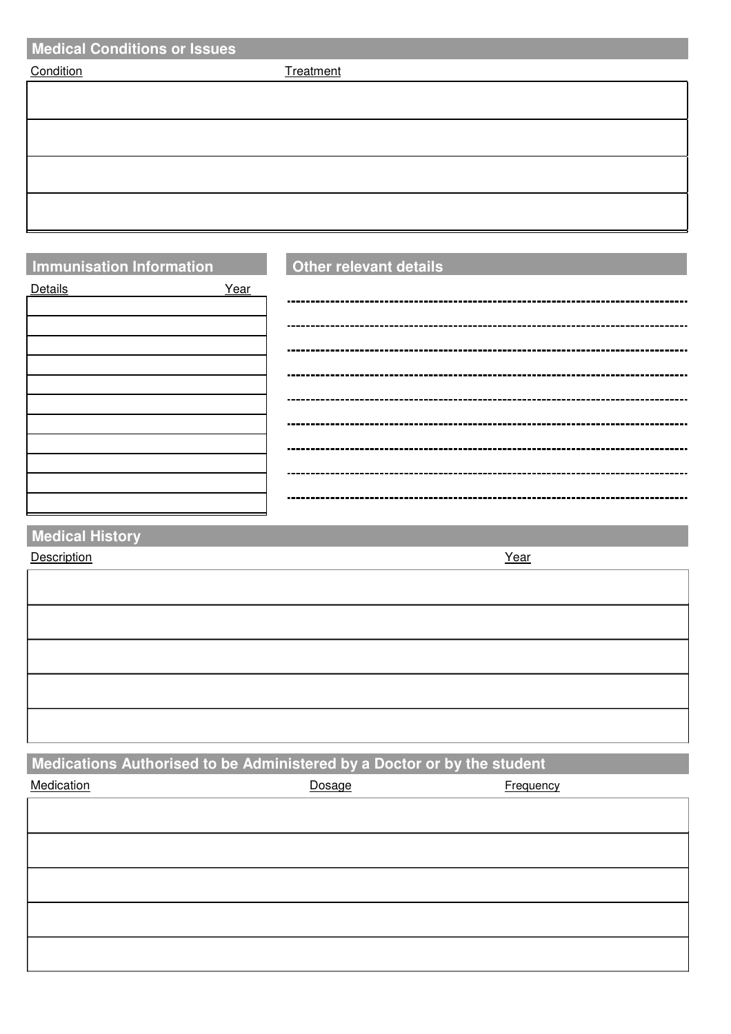## Medical Conditions or Issues

| Condition | Treatment |
| --- | --- |
| | |
| | |
| | |
| | |

## Immunisation Information

| Details | Year |
| --- | --- |
| | |
| | |
| | |
| | |
| | |
| | |
| | |
| | |
| | |
| | |
| | |

## Other relevant details

---

---

---

---

---

---

---

---

---

## Medical History

| Description | Year |
| --- | --- |
| | |
| | |
| | |
| | |
| | |

## Medications Authorised to be Administered by a Doctor or by the student

| Medication | Dosage | Frequency |
| --- | --- | --- |
| | | |
| | | |
| | | |
| | | |
| | | |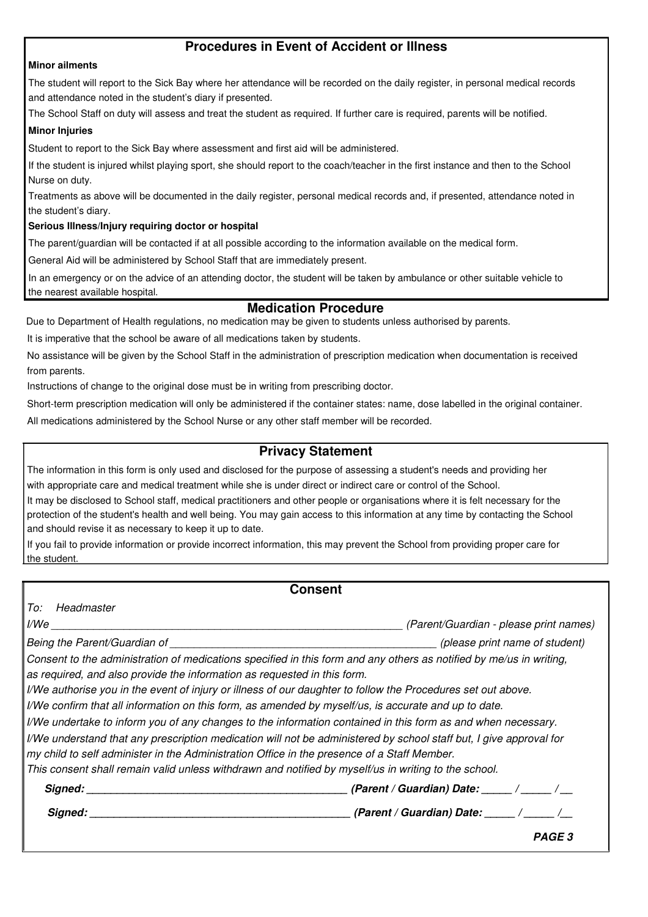## Procedures in Event of Accident or Illness

**Minor ailments**

The student will report to the Sick Bay where her attendance will be recorded on the daily register, in personal medical records and attendance noted in the student's diary if presented.

The School Staff on duty will assess and treat the student as required. If further care is required, parents will be notified.

**Minor Injuries**

Student to report to the Sick Bay where assessment and first aid will be administered.

If the student is injured whilst playing sport, she should report to the coach/teacher in the first instance and then to the School Nurse on duty.

Treatments as above will be documented in the daily register, personal medical records and, if presented, attendance noted in the student's diary.

**Serious Illness/Injury requiring doctor or hospital**

The parent/guardian will be contacted if at all possible according to the information available on the medical form.

General Aid will be administered by School Staff that are immediately present.

In an emergency or on the advice of an attending doctor, the student will be taken by ambulance or other suitable vehicle to the nearest available hospital.

## Medication Procedure

Due to Department of Health regulations, no medication may be given to students unless authorised by parents.

It is imperative that the school be aware of all medications taken by students.

No assistance will be given by the School Staff in the administration of prescription medication when documentation is received from parents.

Instructions of change to the original dose must be in writing from prescribing doctor.

Short-term prescription medication will only be administered if the container states: name, dose labelled in the original container.

All medications administered by the School Nurse or any other staff member will be recorded.

## Privacy Statement

The information in this form is only used and disclosed for the purpose of assessing a student's needs and providing her with appropriate care and medical treatment while she is under direct or indirect care or control of the School.

It may be disclosed to School staff, medical practitioners and other people or organisations where it is felt necessary for the protection of the student's health and well being. You may gain access to this information at any time by contacting the School and should revise it as necessary to keep it up to date.

If you fail to provide information or provide incorrect information, this may prevent the School from providing proper care for the student.

## Consent

*To: Headmaster*

*I/We ____________________________________________________________ (Parent/Guardian - please print names)*

*Being the Parent/Guardian of _____________________________________________ (please print name of student)*

*Consent to the administration of medications specified in this form and any others as notified by me/us in writing, as required, and also provide the information as requested in this form.*

*I/We authorise you in the event of injury or illness of our daughter to follow the Procedures set out above.*

*I/We confirm that all information on this form, as amended by myself/us, is accurate and up to date.*

*I/We undertake to inform you of any changes to the information contained in this form as and when necessary.*

*I/We understand that any prescription medication will not be administered by school staff but, I give approval for my child to self administer in the Administration Office in the presence of a Staff Member.*

*This consent shall remain valid unless withdrawn and notified by myself/us in writing to the school.*

***Signed:** _____________________________________________ **(Parent / Guardian) Date:** _____ / _____ / __*

***Signed:** _____________________________________________ **(Parent / Guardian) Date:** _____ / _____ /__*